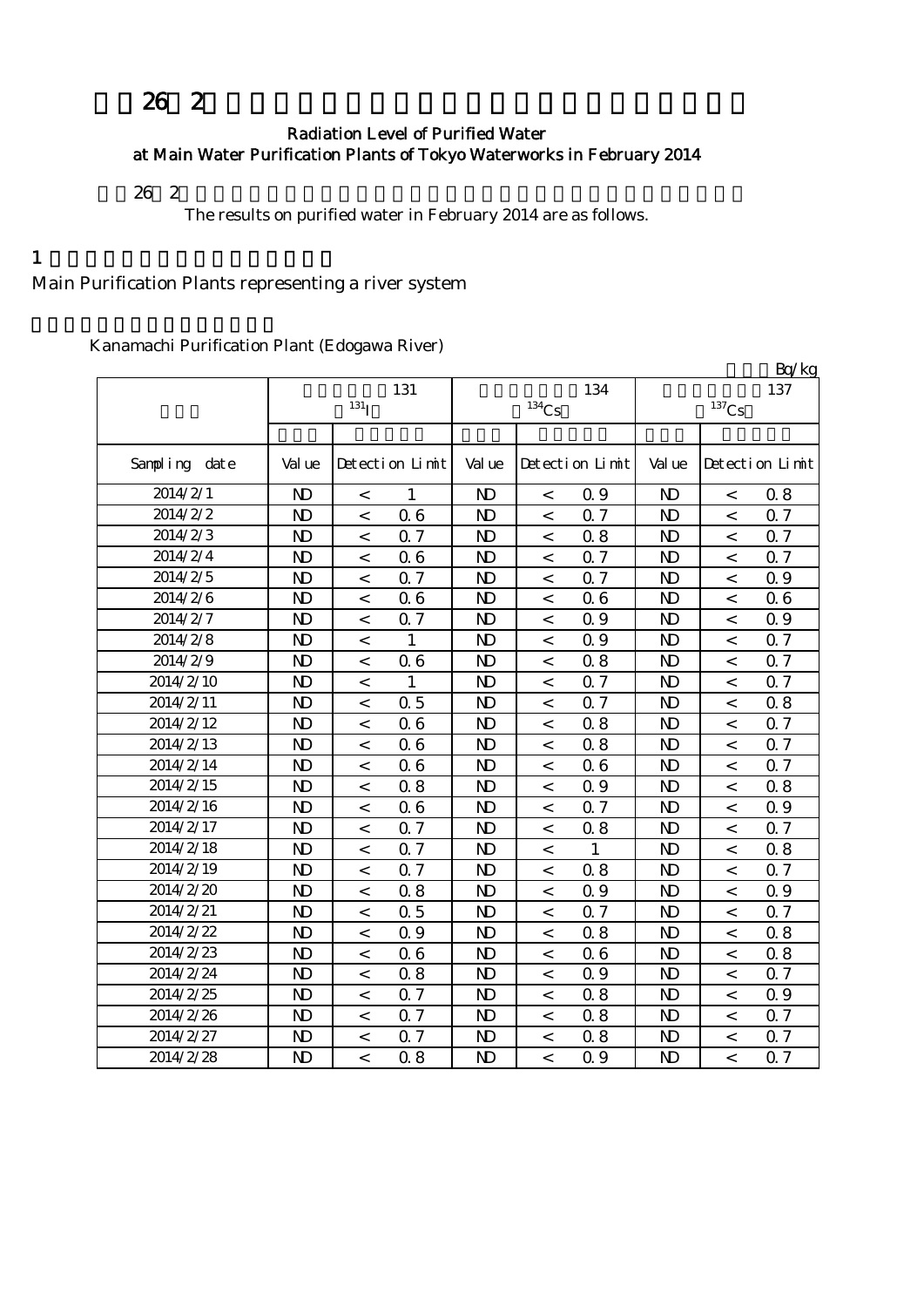# 26 2

## Radiation Level of Purified Water at Main Water Purification Plants of Tokyo Waterworks in February 2014

26 2

The results on purified water in February 2014 are as follows.

1

Main Purification Plants representing a river system

Kanamachi Purification Plant (Edogawa River)

Bq/kg

| | 131 $^{131}I$ | | | 134 $^{134}Cs$ | | | 137 $^{137}Cs$ | | |
|---|---|---|---|---|---|---|---|---|---|
| Sampling date | Value | Detection Limit | | Value | Detection Limit | | Value | Detection Limit | |
| 2014/2/1 | ND | < | 1 | ND | < | 0.9 | ND | < | 0.8 |
| 2014/2/2 | ND | < | 0.6 | ND | < | 0.7 | ND | < | 0.7 |
| 2014/2/3 | ND | < | 0.7 | ND | < | 0.8 | ND | < | 0.7 |
| 2014/2/4 | ND | < | 0.6 | ND | < | 0.7 | ND | < | 0.7 |
| 2014/2/5 | ND | < | 0.7 | ND | < | 0.7 | ND | < | 0.9 |
| 2014/2/6 | ND | < | 0.6 | ND | < | 0.6 | ND | < | 0.6 |
| 2014/2/7 | ND | < | 0.7 | ND | < | 0.9 | ND | < | 0.9 |
| 2014/2/8 | ND | < | 1 | ND | < | 0.9 | ND | < | 0.7 |
| 2014/2/9 | ND | < | 0.6 | ND | < | 0.8 | ND | < | 0.7 |
| 2014/2/10 | ND | < | 1 | ND | < | 0.7 | ND | < | 0.7 |
| 2014/2/11 | ND | < | 0.5 | ND | < | 0.7 | ND | < | 0.8 |
| 2014/2/12 | ND | < | 0.6 | ND | < | 0.8 | ND | < | 0.7 |
| 2014/2/13 | ND | < | 0.6 | ND | < | 0.8 | ND | < | 0.7 |
| 2014/2/14 | ND | < | 0.6 | ND | < | 0.6 | ND | < | 0.7 |
| 2014/2/15 | ND | < | 0.8 | ND | < | 0.9 | ND | < | 0.8 |
| 2014/2/16 | ND | < | 0.6 | ND | < | 0.7 | ND | < | 0.9 |
| 2014/2/17 | ND | < | 0.7 | ND | < | 0.8 | ND | < | 0.7 |
| 2014/2/18 | ND | < | 0.7 | ND | < | 1 | ND | < | 0.8 |
| 2014/2/19 | ND | < | 0.7 | ND | < | 0.8 | ND | < | 0.7 |
| 2014/2/20 | ND | < | 0.8 | ND | < | 0.9 | ND | < | 0.9 |
| 2014/2/21 | ND | < | 0.5 | ND | < | 0.7 | ND | < | 0.7 |
| 2014/2/22 | ND | < | 0.9 | ND | < | 0.8 | ND | < | 0.8 |
| 2014/2/23 | ND | < | 0.6 | ND | < | 0.6 | ND | < | 0.8 |
| 2014/2/24 | ND | < | 0.8 | ND | < | 0.9 | ND | < | 0.7 |
| 2014/2/25 | ND | < | 0.7 | ND | < | 0.8 | ND | < | 0.9 |
| 2014/2/26 | ND | < | 0.7 | ND | < | 0.8 | ND | < | 0.7 |
| 2014/2/27 | ND | < | 0.7 | ND | < | 0.8 | ND | < | 0.7 |
| 2014/2/28 | ND | < | 0.8 | ND | < | 0.9 | ND | < | 0.7 |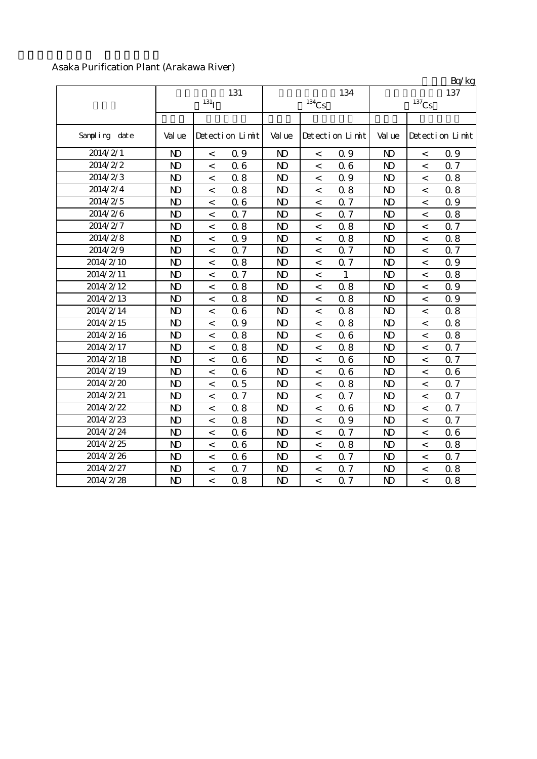Asaka Purification Plant (Arakawa River)

Bq/kg

| | 131 $^{131}I$ | | | 134 $^{134}Cs$ | | | 137 $^{137}Cs$ | | |
|---|---|---|---|---|---|---|---|---|---|
| Sampling date | Value | Detection Limit | | Value | Detection Limit | | Value | Detection Limit | |
| 2014/2/1 | ND | < | 0.9 | ND | < | 0.9 | ND | < | 0.9 |
| 2014/2/2 | ND | < | 0.6 | ND | < | 0.6 | ND | < | 0.7 |
| 2014/2/3 | ND | < | 0.8 | ND | < | 0.9 | ND | < | 0.8 |
| 2014/2/4 | ND | < | 0.8 | ND | < | 0.8 | ND | < | 0.8 |
| 2014/2/5 | ND | < | 0.6 | ND | < | 0.7 | ND | < | 0.9 |
| 2014/2/6 | ND | < | 0.7 | ND | < | 0.7 | ND | < | 0.8 |
| 2014/2/7 | ND | < | 0.8 | ND | < | 0.8 | ND | < | 0.7 |
| 2014/2/8 | ND | < | 0.9 | ND | < | 0.8 | ND | < | 0.8 |
| 2014/2/9 | ND | < | 0.7 | ND | < | 0.7 | ND | < | 0.7 |
| 2014/2/10 | ND | < | 0.8 | ND | < | 0.7 | ND | < | 0.9 |
| 2014/2/11 | ND | < | 0.7 | ND | < | 1 | ND | < | 0.8 |
| 2014/2/12 | ND | < | 0.8 | ND | < | 0.8 | ND | < | 0.9 |
| 2014/2/13 | ND | < | 0.8 | ND | < | 0.8 | ND | < | 0.9 |
| 2014/2/14 | ND | < | 0.6 | ND | < | 0.8 | ND | < | 0.8 |
| 2014/2/15 | ND | < | 0.9 | ND | < | 0.8 | ND | < | 0.8 |
| 2014/2/16 | ND | < | 0.8 | ND | < | 0.6 | ND | < | 0.8 |
| 2014/2/17 | ND | < | 0.8 | ND | < | 0.8 | ND | < | 0.7 |
| 2014/2/18 | ND | < | 0.6 | ND | < | 0.6 | ND | < | 0.7 |
| 2014/2/19 | ND | < | 0.6 | ND | < | 0.6 | ND | < | 0.6 |
| 2014/2/20 | ND | < | 0.5 | ND | < | 0.8 | ND | < | 0.7 |
| 2014/2/21 | ND | < | 0.7 | ND | < | 0.7 | ND | < | 0.7 |
| 2014/2/22 | ND | < | 0.8 | ND | < | 0.6 | ND | < | 0.7 |
| 2014/2/23 | ND | < | 0.8 | ND | < | 0.9 | ND | < | 0.7 |
| 2014/2/24 | ND | < | 0.6 | ND | < | 0.7 | ND | < | 0.6 |
| 2014/2/25 | ND | < | 0.6 | ND | < | 0.8 | ND | < | 0.8 |
| 2014/2/26 | ND | < | 0.6 | ND | < | 0.7 | ND | < | 0.7 |
| 2014/2/27 | ND | < | 0.7 | ND | < | 0.7 | ND | < | 0.8 |
| 2014/2/28 | ND | < | 0.8 | ND | < | 0.7 | ND | < | 0.8 |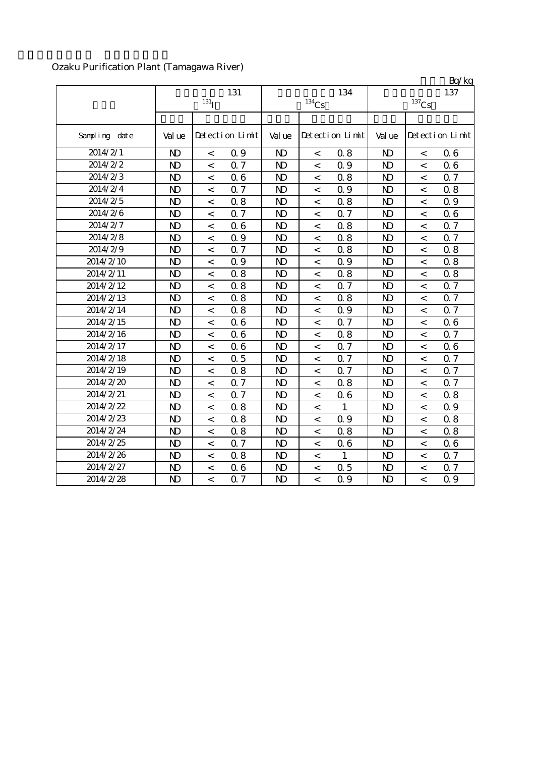Ozaku Purification Plant (Tamagawa River)

Bq/kg

| | 131 $^{131}I$ | | | 134 $^{134}Cs$ | | | 137 $^{137}Cs$ | | |
|---|---|---|---|---|---|---|---|---|---|
| Sampling date | Value | Detection Limit | | Value | Detection Limit | | Value | Detection Limit | |
| 2014/2/1 | ND | < | 0.9 | ND | < | 0.8 | ND | < | 0.6 |
| 2014/2/2 | ND | < | 0.7 | ND | < | 0.9 | ND | < | 0.6 |
| 2014/2/3 | ND | < | 0.6 | ND | < | 0.8 | ND | < | 0.7 |
| 2014/2/4 | ND | < | 0.7 | ND | < | 0.9 | ND | < | 0.8 |
| 2014/2/5 | ND | < | 0.8 | ND | < | 0.8 | ND | < | 0.9 |
| 2014/2/6 | ND | < | 0.7 | ND | < | 0.7 | ND | < | 0.6 |
| 2014/2/7 | ND | < | 0.6 | ND | < | 0.8 | ND | < | 0.7 |
| 2014/2/8 | ND | < | 0.9 | ND | < | 0.8 | ND | < | 0.7 |
| 2014/2/9 | ND | < | 0.7 | ND | < | 0.8 | ND | < | 0.8 |
| 2014/2/10 | ND | < | 0.9 | ND | < | 0.9 | ND | < | 0.8 |
| 2014/2/11 | ND | < | 0.8 | ND | < | 0.8 | ND | < | 0.8 |
| 2014/2/12 | ND | < | 0.8 | ND | < | 0.7 | ND | < | 0.7 |
| 2014/2/13 | ND | < | 0.8 | ND | < | 0.8 | ND | < | 0.7 |
| 2014/2/14 | ND | < | 0.8 | ND | < | 0.9 | ND | < | 0.7 |
| 2014/2/15 | ND | < | 0.6 | ND | < | 0.7 | ND | < | 0.6 |
| 2014/2/16 | ND | < | 0.6 | ND | < | 0.8 | ND | < | 0.7 |
| 2014/2/17 | ND | < | 0.6 | ND | < | 0.7 | ND | < | 0.6 |
| 2014/2/18 | ND | < | 0.5 | ND | < | 0.7 | ND | < | 0.7 |
| 2014/2/19 | ND | < | 0.8 | ND | < | 0.7 | ND | < | 0.7 |
| 2014/2/20 | ND | < | 0.7 | ND | < | 0.8 | ND | < | 0.7 |
| 2014/2/21 | ND | < | 0.7 | ND | < | 0.6 | ND | < | 0.8 |
| 2014/2/22 | ND | < | 0.8 | ND | < | 1 | ND | < | 0.9 |
| 2014/2/23 | ND | < | 0.8 | ND | < | 0.9 | ND | < | 0.8 |
| 2014/2/24 | ND | < | 0.8 | ND | < | 0.8 | ND | < | 0.8 |
| 2014/2/25 | ND | < | 0.7 | ND | < | 0.6 | ND | < | 0.6 |
| 2014/2/26 | ND | < | 0.8 | ND | < | 1 | ND | < | 0.7 |
| 2014/2/27 | ND | < | 0.6 | ND | < | 0.5 | ND | < | 0.7 |
| 2014/2/28 | ND | < | 0.7 | ND | < | 0.9 | ND | < | 0.9 |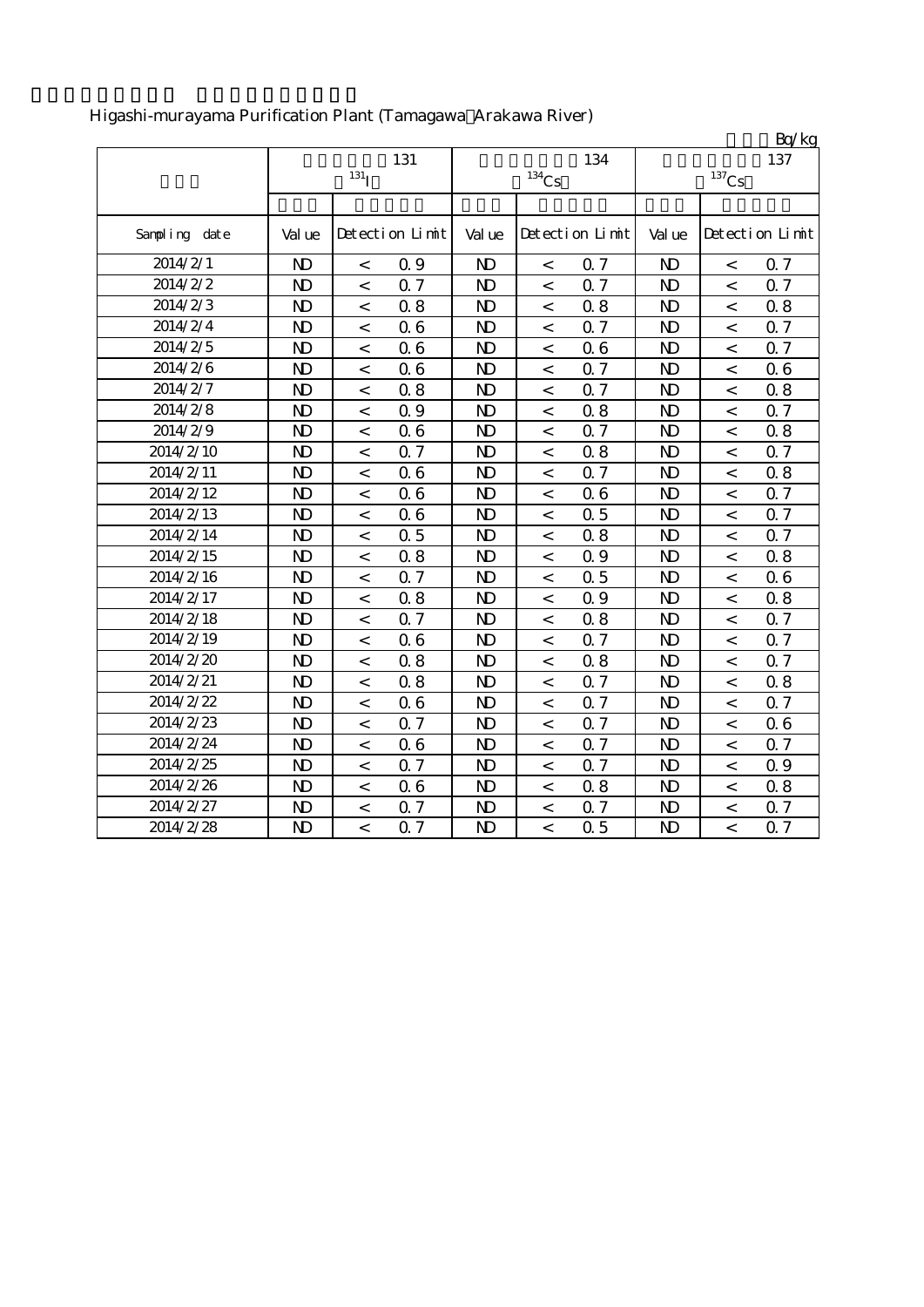Higashi-murayama Purification Plant (Tamagawa・Arakawa River)

Bq/kg

| | 131 $^{131}I$ | | | 134 $^{134}Cs$ | | | 137 $^{137}Cs$ | | |
|---|---|---|---|---|---|---|---|---|---|
| Sampling date | Value | Detection Limit | | Value | Detection Limit | | Value | Detection Limit | |
| 2014/2/1 | ND | < | 0.9 | ND | < | 0.7 | ND | < | 0.7 |
| 2014/2/2 | ND | < | 0.7 | ND | < | 0.7 | ND | < | 0.7 |
| 2014/2/3 | ND | < | 0.8 | ND | < | 0.8 | ND | < | 0.8 |
| 2014/2/4 | ND | < | 0.6 | ND | < | 0.7 | ND | < | 0.7 |
| 2014/2/5 | ND | < | 0.6 | ND | < | 0.6 | ND | < | 0.7 |
| 2014/2/6 | ND | < | 0.6 | ND | < | 0.7 | ND | < | 0.6 |
| 2014/2/7 | ND | < | 0.8 | ND | < | 0.7 | ND | < | 0.8 |
| 2014/2/8 | ND | < | 0.9 | ND | < | 0.8 | ND | < | 0.7 |
| 2014/2/9 | ND | < | 0.6 | ND | < | 0.7 | ND | < | 0.8 |
| 2014/2/10 | ND | < | 0.7 | ND | < | 0.8 | ND | < | 0.7 |
| 2014/2/11 | ND | < | 0.6 | ND | < | 0.7 | ND | < | 0.8 |
| 2014/2/12 | ND | < | 0.6 | ND | < | 0.6 | ND | < | 0.7 |
| 2014/2/13 | ND | < | 0.6 | ND | < | 0.5 | ND | < | 0.7 |
| 2014/2/14 | ND | < | 0.5 | ND | < | 0.8 | ND | < | 0.7 |
| 2014/2/15 | ND | < | 0.8 | ND | < | 0.9 | ND | < | 0.8 |
| 2014/2/16 | ND | < | 0.7 | ND | < | 0.5 | ND | < | 0.6 |
| 2014/2/17 | ND | < | 0.8 | ND | < | 0.9 | ND | < | 0.8 |
| 2014/2/18 | ND | < | 0.7 | ND | < | 0.8 | ND | < | 0.7 |
| 2014/2/19 | ND | < | 0.6 | ND | < | 0.7 | ND | < | 0.7 |
| 2014/2/20 | ND | < | 0.8 | ND | < | 0.8 | ND | < | 0.7 |
| 2014/2/21 | ND | < | 0.8 | ND | < | 0.7 | ND | < | 0.8 |
| 2014/2/22 | ND | < | 0.6 | ND | < | 0.7 | ND | < | 0.7 |
| 2014/2/23 | ND | < | 0.7 | ND | < | 0.7 | ND | < | 0.6 |
| 2014/2/24 | ND | < | 0.6 | ND | < | 0.7 | ND | < | 0.7 |
| 2014/2/25 | ND | < | 0.7 | ND | < | 0.7 | ND | < | 0.9 |
| 2014/2/26 | ND | < | 0.6 | ND | < | 0.8 | ND | < | 0.8 |
| 2014/2/27 | ND | < | 0.7 | ND | < | 0.7 | ND | < | 0.7 |
| 2014/2/28 | ND | < | 0.7 | ND | < | 0.5 | ND | < | 0.7 |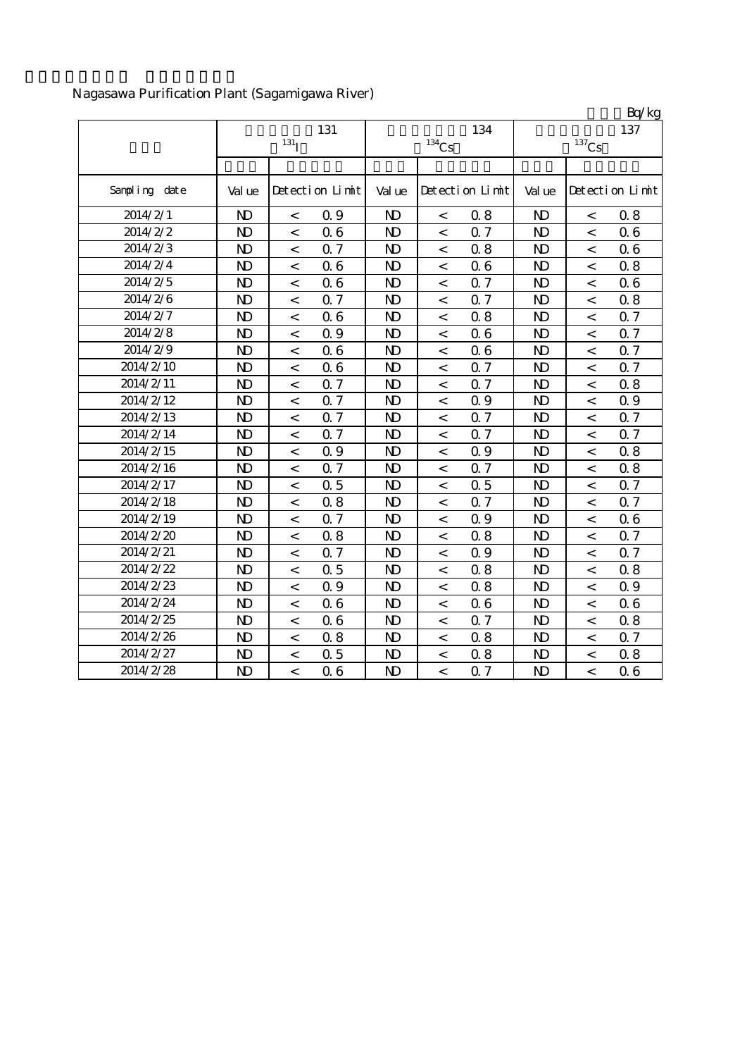Nagasawa Purification Plant (Sagamigawa River)

Bq/kg

| | 131 $^{131}I$ | | | 134 $^{134}Cs$ | | | 137 $^{137}Cs$ | | |
|---|---|---|---|---|---|---|---|---|---|
| Sampling date | Value | Detection Limit | | Value | Detection Limit | | Value | Detection Limit | |
| 2014/2/1 | ND | < | 0.9 | ND | < | 0.8 | ND | < | 0.8 |
| 2014/2/2 | ND | < | 0.6 | ND | < | 0.7 | ND | < | 0.6 |
| 2014/2/3 | ND | < | 0.7 | ND | < | 0.8 | ND | < | 0.6 |
| 2014/2/4 | ND | < | 0.6 | ND | < | 0.6 | ND | < | 0.8 |
| 2014/2/5 | ND | < | 0.6 | ND | < | 0.7 | ND | < | 0.6 |
| 2014/2/6 | ND | < | 0.7 | ND | < | 0.7 | ND | < | 0.8 |
| 2014/2/7 | ND | < | 0.6 | ND | < | 0.8 | ND | < | 0.7 |
| 2014/2/8 | ND | < | 0.9 | ND | < | 0.6 | ND | < | 0.7 |
| 2014/2/9 | ND | < | 0.6 | ND | < | 0.6 | ND | < | 0.7 |
| 2014/2/10 | ND | < | 0.6 | ND | < | 0.7 | ND | < | 0.7 |
| 2014/2/11 | ND | < | 0.7 | ND | < | 0.7 | ND | < | 0.8 |
| 2014/2/12 | ND | < | 0.7 | ND | < | 0.9 | ND | < | 0.9 |
| 2014/2/13 | ND | < | 0.7 | ND | < | 0.7 | ND | < | 0.7 |
| 2014/2/14 | ND | < | 0.7 | ND | < | 0.7 | ND | < | 0.7 |
| 2014/2/15 | ND | < | 0.9 | ND | < | 0.9 | ND | < | 0.8 |
| 2014/2/16 | ND | < | 0.7 | ND | < | 0.7 | ND | < | 0.8 |
| 2014/2/17 | ND | < | 0.5 | ND | < | 0.5 | ND | < | 0.7 |
| 2014/2/18 | ND | < | 0.8 | ND | < | 0.7 | ND | < | 0.7 |
| 2014/2/19 | ND | < | 0.7 | ND | < | 0.9 | ND | < | 0.6 |
| 2014/2/20 | ND | < | 0.8 | ND | < | 0.8 | ND | < | 0.7 |
| 2014/2/21 | ND | < | 0.7 | ND | < | 0.9 | ND | < | 0.7 |
| 2014/2/22 | ND | < | 0.5 | ND | < | 0.8 | ND | < | 0.8 |
| 2014/2/23 | ND | < | 0.9 | ND | < | 0.8 | ND | < | 0.9 |
| 2014/2/24 | ND | < | 0.6 | ND | < | 0.6 | ND | < | 0.6 |
| 2014/2/25 | ND | < | 0.6 | ND | < | 0.7 | ND | < | 0.8 |
| 2014/2/26 | ND | < | 0.8 | ND | < | 0.8 | ND | < | 0.7 |
| 2014/2/27 | ND | < | 0.5 | ND | < | 0.8 | ND | < | 0.8 |
| 2014/2/28 | ND | < | 0.6 | ND | < | 0.7 | ND | < | 0.6 |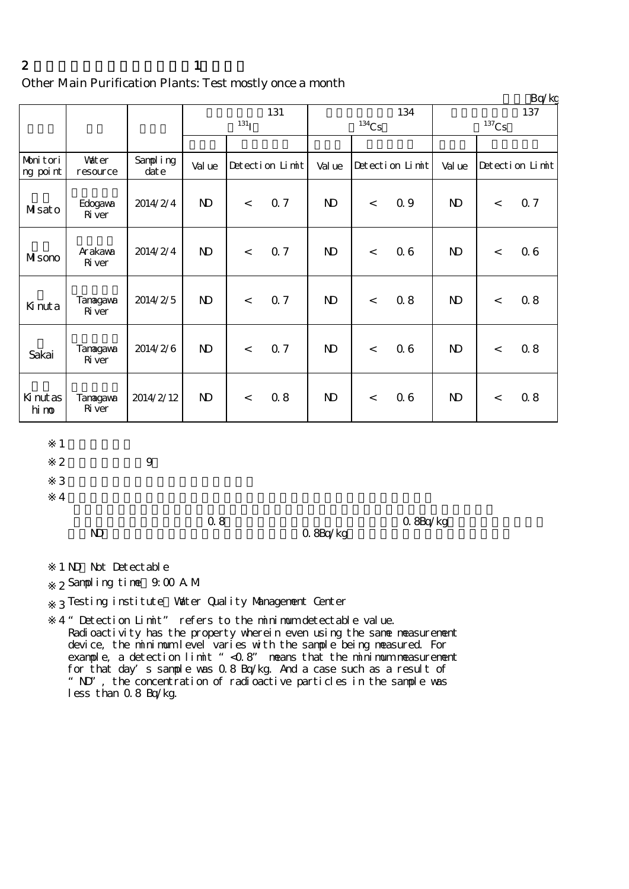## 2 1

Other Main Purification Plants: Test mostly once a month

Bq/kg

| | | | 131 $^{131}I$ | | | 134 $^{134}Cs$ | | | 137 $^{137}Cs$ | | |
|---|---|---|---|---|---|---|---|---|---|---|---|
| Monitoring point | Water resource | Sampling date | Value | Detection Limit | | Value | Detection Limit | | Value | Detection Limit | |
| Misato | Edogawa River | 2014/2/4 | ND | < | 0.7 | ND | < | 0.9 | ND | < | 0.7 |
| Misono | Arakawa River | 2014/2/4 | ND | < | 0.7 | ND | < | 0.6 | ND | < | 0.6 |
| Kinuta | Tamagawa River | 2014/2/5 | ND | < | 0.7 | ND | < | 0.8 | ND | < | 0.8 |
| Sakai | Tamagawa River | 2014/2/6 | ND | < | 0.7 | ND | < | 0.6 | ND | < | 0.8 |
| Kinutashimo | Tamagawa River | 2014/2/12 | ND | < | 0.8 | ND | < | 0.6 | ND | < | 0.8 |

※1

※2 9

※3

※4

0.8 0.8Bq/kg
ND 0.8Bq/kg

※1 ND: Not Detectable

※2 Sampling time: 9:00 A.M.

※3 Testing institute: Water Quality Management Center

※4 "Detection Limit" refers to the minimum detectable value. Radioactivity has the property wherein even using the same measurement device, the minimum level varies with the sample being measured. For example, a detection limit "<0.8" means that the minimum measurement for that day's sample was 0.8 Bq/kg. And a case such as a result of "ND", the concentration of radioactive particles in the sample was less than 0.8 Bq/kg.